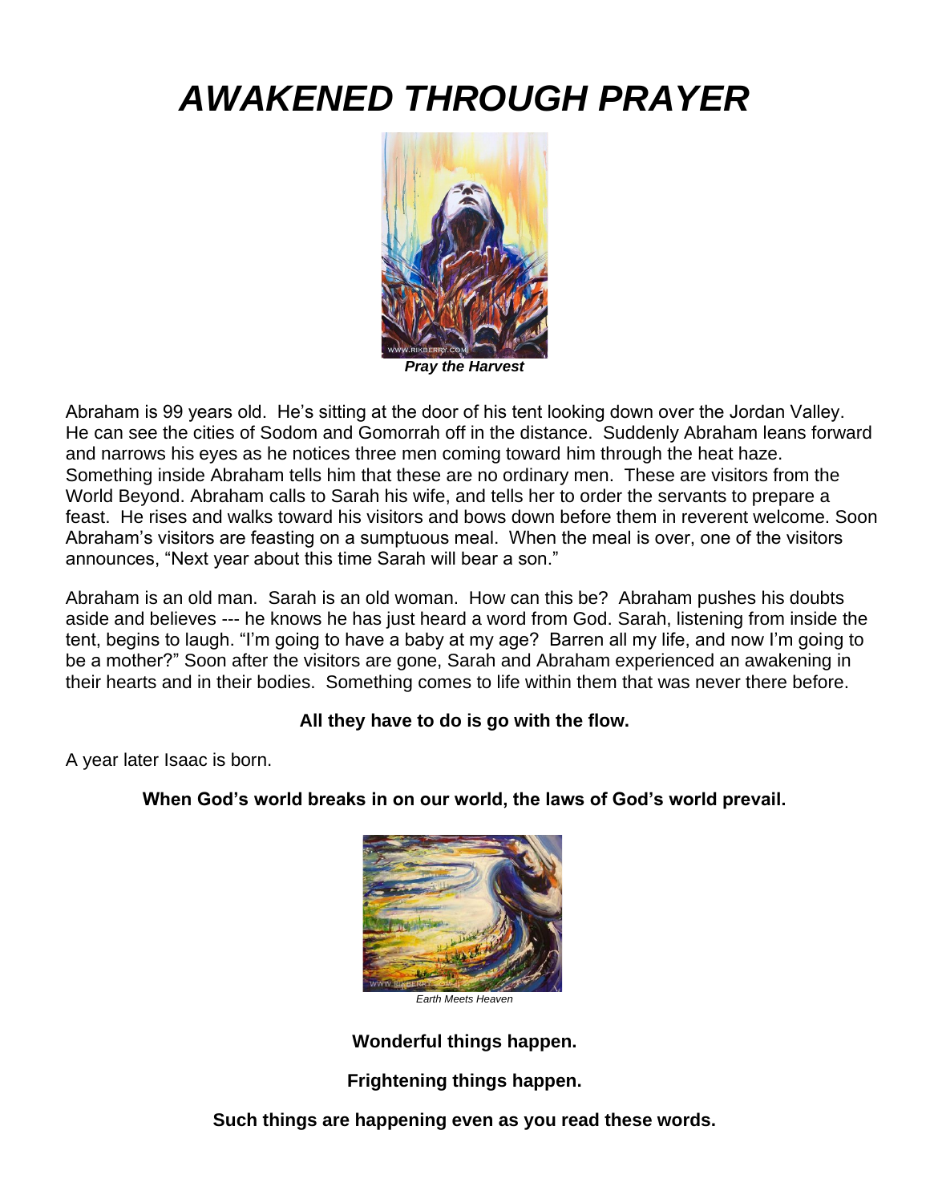# *AWAKENED THROUGH PRAYER*

***Pray the Harvest***

Abraham is 99 years old. He's sitting at the door of his tent looking down over the Jordan Valley. He can see the cities of Sodom and Gomorrah off in the distance. Suddenly Abraham leans forward and narrows his eyes as he notices three men coming toward him through the heat haze. Something inside Abraham tells him that these are no ordinary men. These are visitors from the World Beyond. Abraham calls to Sarah his wife, and tells her to order the servants to prepare a feast. He rises and walks toward his visitors and bows down before them in reverent welcome. Soon Abraham's visitors are feasting on a sumptuous meal. When the meal is over, one of the visitors announces, "Next year about this time Sarah will bear a son."

Abraham is an old man. Sarah is an old woman. How can this be? Abraham pushes his doubts aside and believes --- he knows he has just heard a word from God. Sarah, listening from inside the tent, begins to laugh. "I'm going to have a baby at my age? Barren all my life, and now I'm going to be a mother?" Soon after the visitors are gone, Sarah and Abraham experienced an awakening in their hearts and in their bodies. Something comes to life within them that was never there before.

**All they have to do is go with the flow.**

A year later Isaac is born.

**When God's world breaks in on our world, the laws of God's world prevail.**

*Earth Meets Heaven*

**Wonderful things happen.**

**Frightening things happen.**

**Such things are happening even as you read these words.**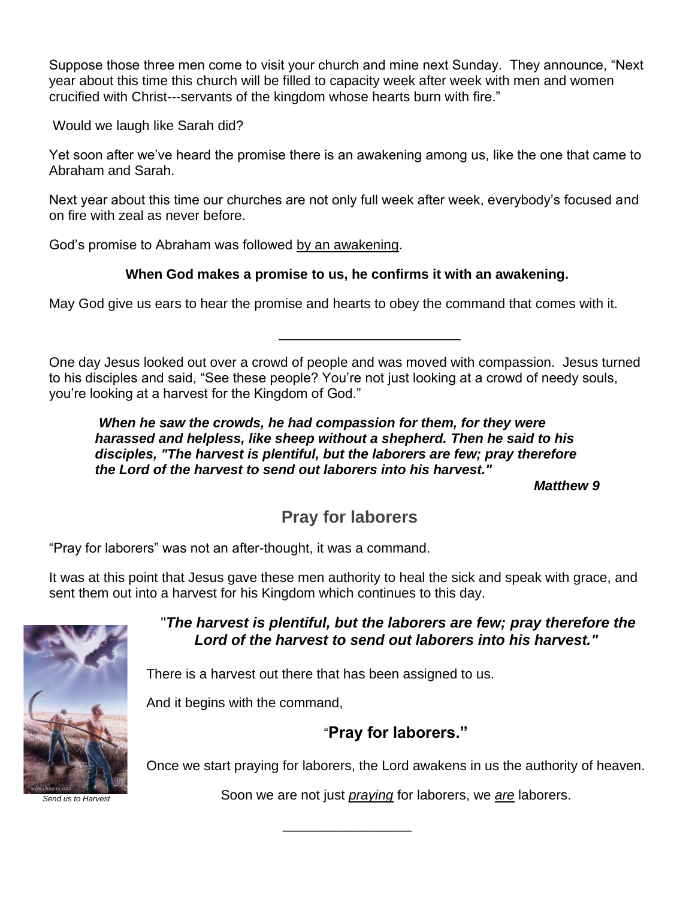Suppose those three men come to visit your church and mine next Sunday. They announce, "Next year about this time this church will be filled to capacity week after week with men and women crucified with Christ---servants of the kingdom whose hearts burn with fire."

Would we laugh like Sarah did?

Yet soon after we've heard the promise there is an awakening among us, like the one that came to Abraham and Sarah.

Next year about this time our churches are not only full week after week, everybody's focused and on fire with zeal as never before.

God's promise to Abraham was followed <u>by an awakening</u>.

**When God makes a promise to us, he confirms it with an awakening.**

May God give us ears to hear the promise and hearts to obey the command that comes with it.

---

One day Jesus looked out over a crowd of people and was moved with compassion. Jesus turned to his disciples and said, "See these people? You're not just looking at a crowd of needy souls, you're looking at a harvest for the Kingdom of God."

> ***When he saw the crowds, he had compassion for them, for they were harassed and helpless, like sheep without a shepherd. Then he said to his disciples, "The harvest is plentiful, but the laborers are few; pray therefore the Lord of the harvest to send out laborers into his harvest."***
>
> ***Matthew 9***

## Pray for laborers

"Pray for laborers" was not an after-thought, it was a command.

It was at this point that Jesus gave these men authority to heal the sick and speak with grace, and sent them out into a harvest for his Kingdom which continues to this day.

***"The harvest is plentiful, but the laborers are few; pray therefore the Lord of the harvest to send out laborers into his harvest."***

There is a harvest out there that has been assigned to us.

And it begins with the command,

**"Pray for laborers."**

Once we start praying for laborers, the Lord awakens in us the authority of heaven.

Soon we are not just <u>*praying*</u> for laborers, we <u>*are*</u> laborers.

*Send us to Harvest*

---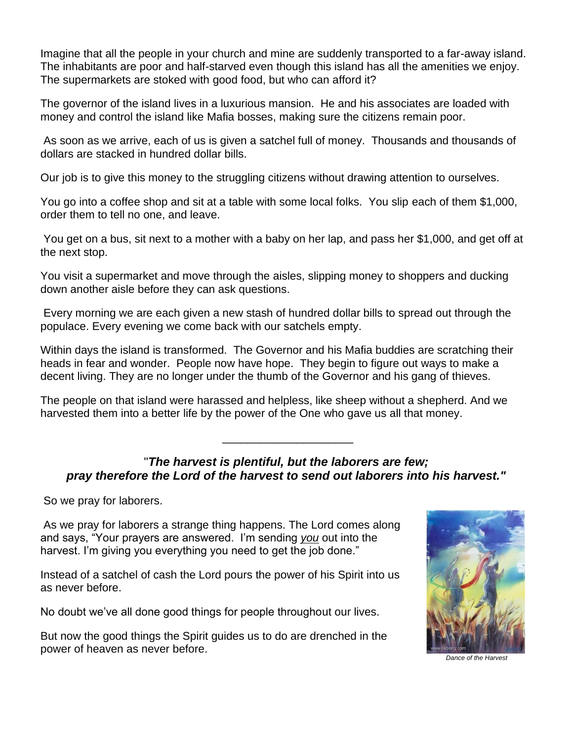Imagine that all the people in your church and mine are suddenly transported to a far-away island. The inhabitants are poor and half-starved even though this island has all the amenities we enjoy. The supermarkets are stoked with good food, but who can afford it?

The governor of the island lives in a luxurious mansion. He and his associates are loaded with money and control the island like Mafia bosses, making sure the citizens remain poor.

As soon as we arrive, each of us is given a satchel full of money. Thousands and thousands of dollars are stacked in hundred dollar bills.

Our job is to give this money to the struggling citizens without drawing attention to ourselves.

You go into a coffee shop and sit at a table with some local folks. You slip each of them $1,000, order them to tell no one, and leave.

You get on a bus, sit next to a mother with a baby on her lap, and pass her $1,000, and get off at the next stop.

You visit a supermarket and move through the aisles, slipping money to shoppers and ducking down another aisle before they can ask questions.

Every morning we are each given a new stash of hundred dollar bills to spread out through the populace. Every evening we come back with our satchels empty.

Within days the island is transformed. The Governor and his Mafia buddies are scratching their heads in fear and wonder. People now have hope. They begin to figure out ways to make a decent living. They are no longer under the thumb of the Governor and his gang of thieves.

The people on that island were harassed and helpless, like sheep without a shepherd. And we harvested them into a better life by the power of the One who gave us all that money.

---

"***The harvest is plentiful, but the laborers are few; pray therefore the Lord of the harvest to send out laborers into his harvest."***

So we pray for laborers.

As we pray for laborers a strange thing happens. The Lord comes along and says, "Your prayers are answered. I'm sending *you* out into the harvest. I'm giving you everything you need to get the job done."

Instead of a satchel of cash the Lord pours the power of his Spirit into us as never before.

No doubt we've all done good things for people throughout our lives.

But now the good things the Spirit guides us to do are drenched in the power of heaven as never before.

*Dance of the Harvest*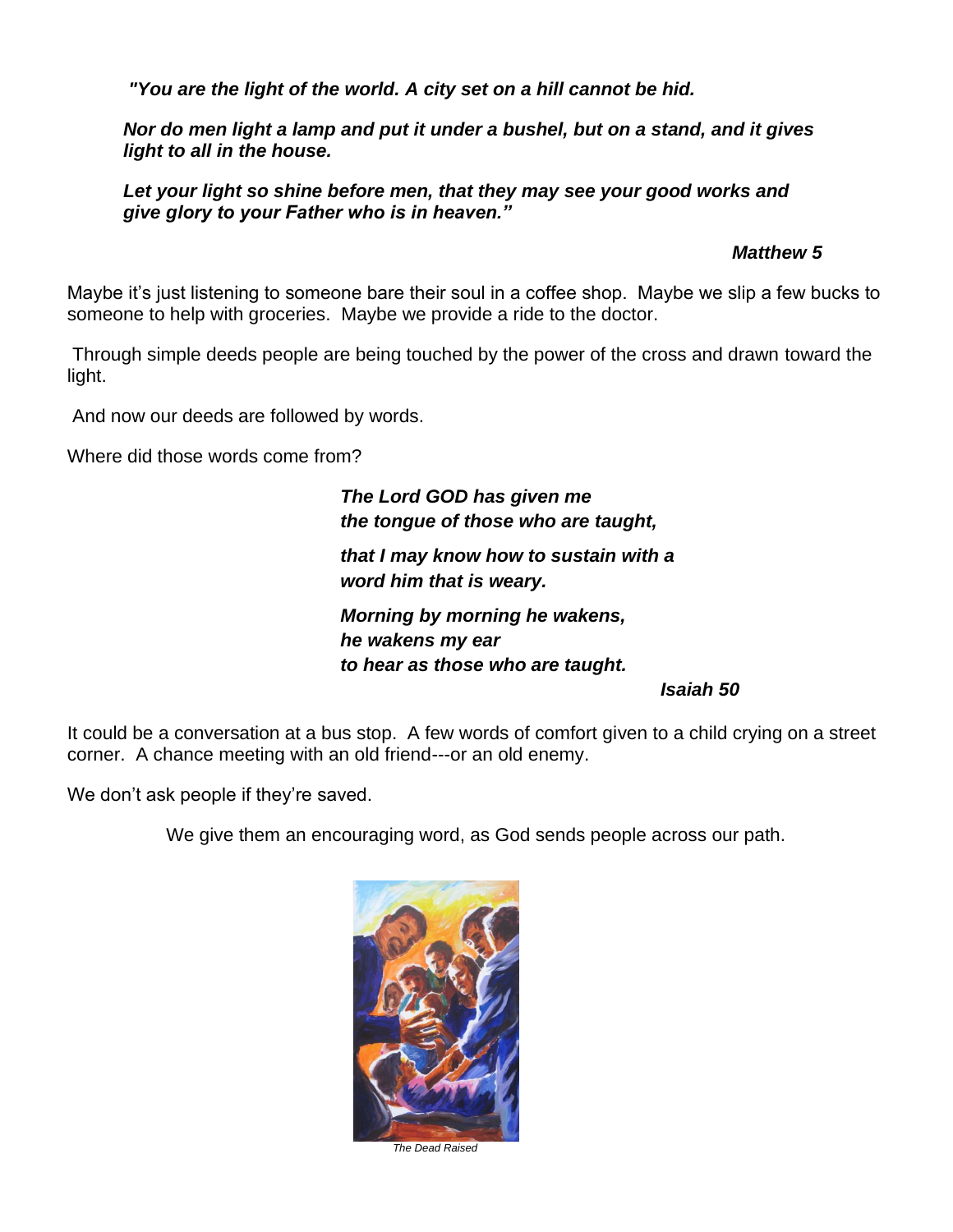*"You are the light of the world. A city set on a hill cannot be hid.*

***Nor do men light a lamp and put it under a bushel, but on a stand, and it gives light to all in the house.***

***Let your light so shine before men, that they may see your good works and give glory to your Father who is in heaven."***

***Matthew 5***

Maybe it's just listening to someone bare their soul in a coffee shop. Maybe we slip a few bucks to someone to help with groceries. Maybe we provide a ride to the doctor.

Through simple deeds people are being touched by the power of the cross and drawn toward the light.

And now our deeds are followed by words.

Where did those words come from?

***The Lord GOD has given me***
***the tongue of those who are taught,***

***that I may know how to sustain with a***
***word him that is weary.***

***Morning by morning he wakens,***
***he wakens my ear***
***to hear as those who are taught.***

***Isaiah 50***

It could be a conversation at a bus stop. A few words of comfort given to a child crying on a street corner. A chance meeting with an old friend---or an old enemy.

We don't ask people if they're saved.

We give them an encouraging word, as God sends people across our path.

*The Dead Raised*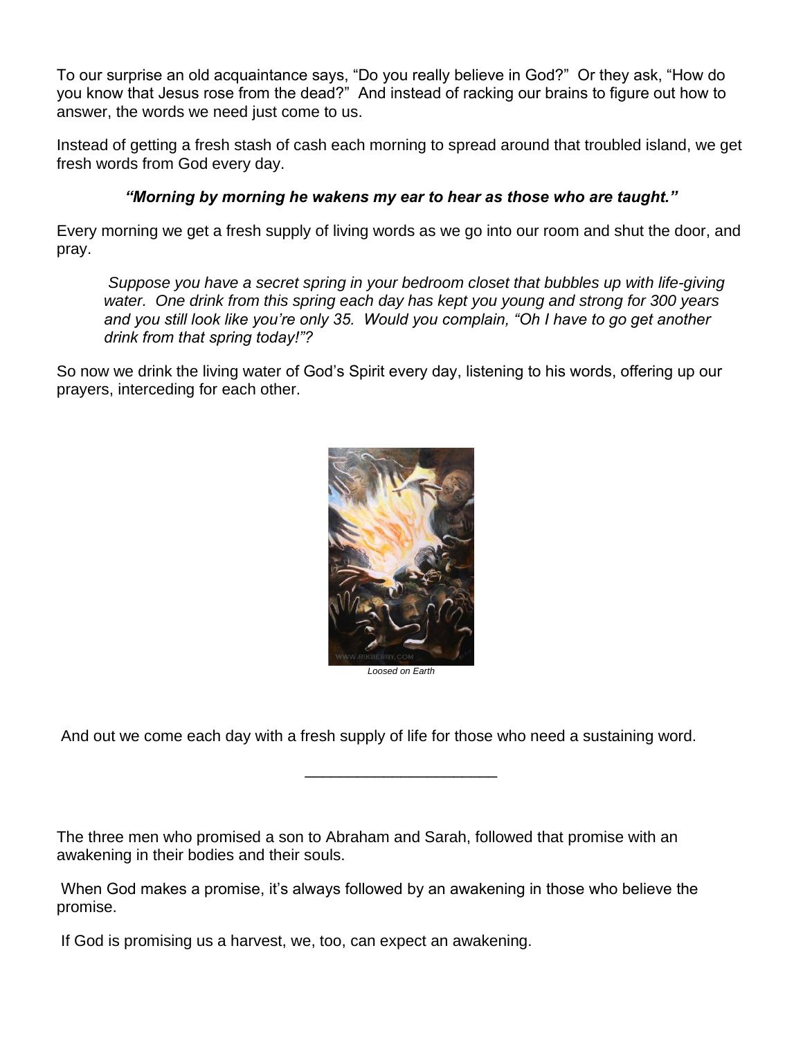To our surprise an old acquaintance says, "Do you really believe in God?" Or they ask, "How do you know that Jesus rose from the dead?" And instead of racking our brains to figure out how to answer, the words we need just come to us.

Instead of getting a fresh stash of cash each morning to spread around that troubled island, we get fresh words from God every day.

***"Morning by morning he wakens my ear to hear as those who are taught."***

Every morning we get a fresh supply of living words as we go into our room and shut the door, and pray.

> *Suppose you have a secret spring in your bedroom closet that bubbles up with life-giving water. One drink from this spring each day has kept you young and strong for 300 years and you still look like you're only 35. Would you complain, "Oh I have to go get another drink from that spring today!"?*

So now we drink the living water of God's Spirit every day, listening to his words, offering up our prayers, interceding for each other.

*Loosed on Earth*

And out we come each day with a fresh supply of life for those who need a sustaining word.

---

The three men who promised a son to Abraham and Sarah, followed that promise with an awakening in their bodies and their souls.

When God makes a promise, it's always followed by an awakening in those who believe the promise.

If God is promising us a harvest, we, too, can expect an awakening.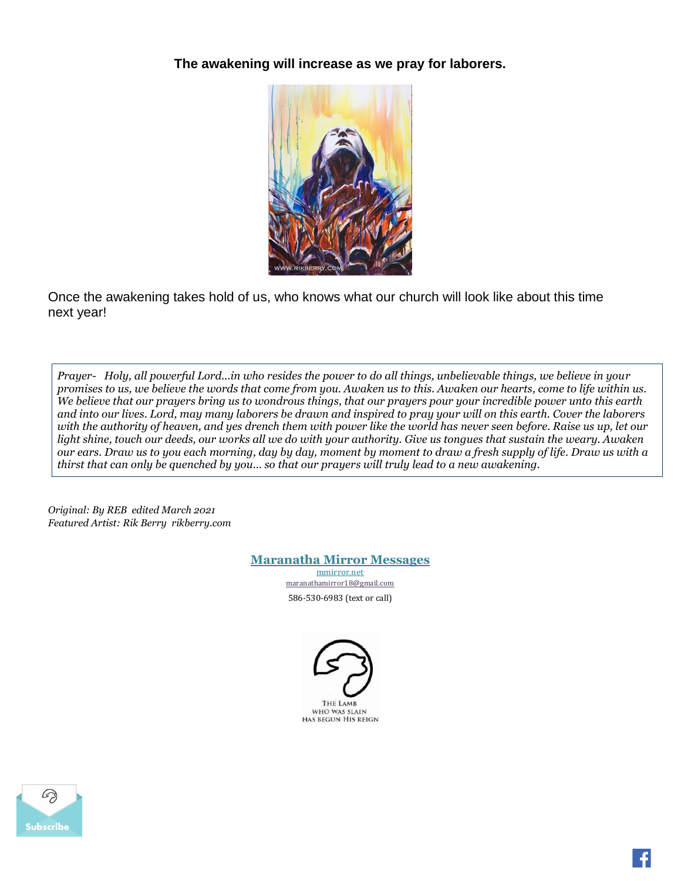**The awakening will increase as we pray for laborers.**

Once the awakening takes hold of us, who knows what our church will look like about this time next year!

*Prayer- Holy, all powerful Lord...in who resides the power to do all things, unbelievable things, we believe in your promises to us, we believe the words that come from you. Awaken us to this. Awaken our hearts, come to life within us. We believe that our prayers bring us to wondrous things, that our prayers pour your incredible power unto this earth and into our lives. Lord, may many laborers be drawn and inspired to pray your will on this earth. Cover the laborers with the authority of heaven, and yes drench them with power like the world has never seen before. Raise us up, let our light shine, touch our deeds, our works all we do with your authority. Give us tongues that sustain the weary. Awaken our ears. Draw us to you each morning, day by day, moment by moment to draw a fresh supply of life. Draw us with a thirst that can only be quenched by you... so that our prayers will truly lead to a new awakening.*

*Original: By REB edited March 2021*
*Featured Artist: Rik Berry rikberry.com*

**Maranatha Mirror Messages**
mmirror.net
maranathamirror18@gmail.com
586-530-6983 (text or call)

THE LAMB
WHO WAS SLAIN
HAS BEGUN HIS REIGN

Subscribe